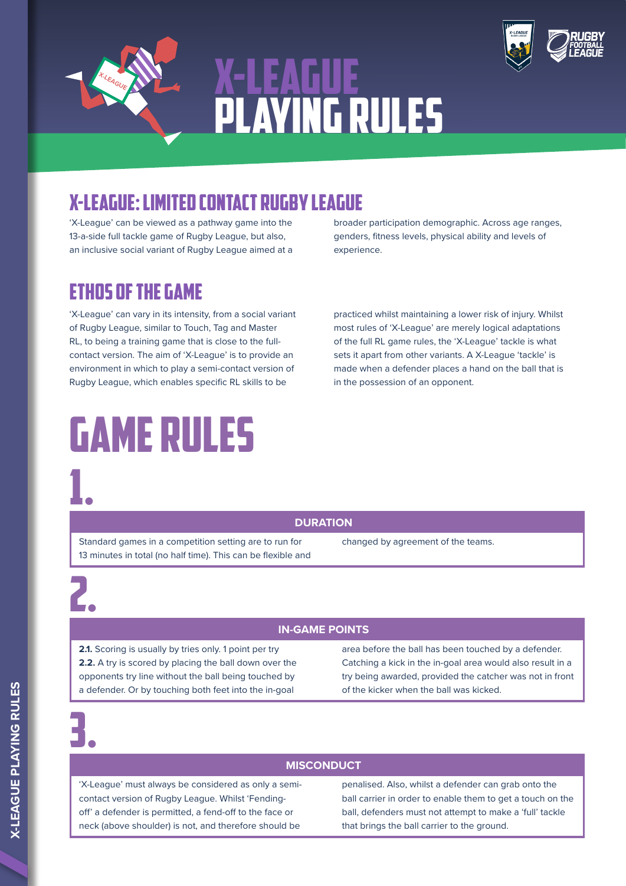# X-LEAGUE PLAYING RULES

## X-LEAGUE: LIMITED CONTACT RUGBY LEAGUE

'X-League' can be viewed as a pathway game into the 13-a-side full tackle game of Rugby League, but also, an inclusive social variant of Rugby League aimed at a broader participation demographic. Across age ranges, genders, fitness levels, physical ability and levels of experience.

## ETHOS OF THE GAME

'X-League' can vary in its intensity, from a social variant of Rugby League, similar to Touch, Tag and Master RL, to being a training game that is close to the full-contact version. The aim of 'X-League' is to provide an environment in which to play a semi-contact version of Rugby League, which enables specific RL skills to be practiced whilst maintaining a lower risk of injury. Whilst most rules of 'X-League' are merely logical adaptations of the full RL game rules, the 'X-League' tackle is what sets it apart from other variants. A X-League 'tackle' is made when a defender places a hand on the ball that is in the possession of an opponent.

# GAME RULES

## 1.

### DURATION

Standard games in a competition setting are to run for 13 minutes in total (no half time). This can be flexible and changed by agreement of the teams.

## 2.

### IN-GAME POINTS

**2.1.** Scoring is usually by tries only. 1 point per try

**2.2.** A try is scored by placing the ball down over the opponents try line without the ball being touched by a defender. Or by touching both feet into the in-goal area before the ball has been touched by a defender. Catching a kick in the in-goal area would also result in a try being awarded, provided the catcher was not in front of the kicker when the ball was kicked.

## 3.

### MISCONDUCT

'X-League' must always be considered as only a semi-contact version of Rugby League. Whilst 'Fending-off' a defender is permitted, a fend-off to the face or neck (above shoulder) is not, and therefore should be penalised. Also, whilst a defender can grab onto the ball carrier in order to enable them to get a touch on the ball, defenders must not attempt to make a 'full' tackle that brings the ball carrier to the ground.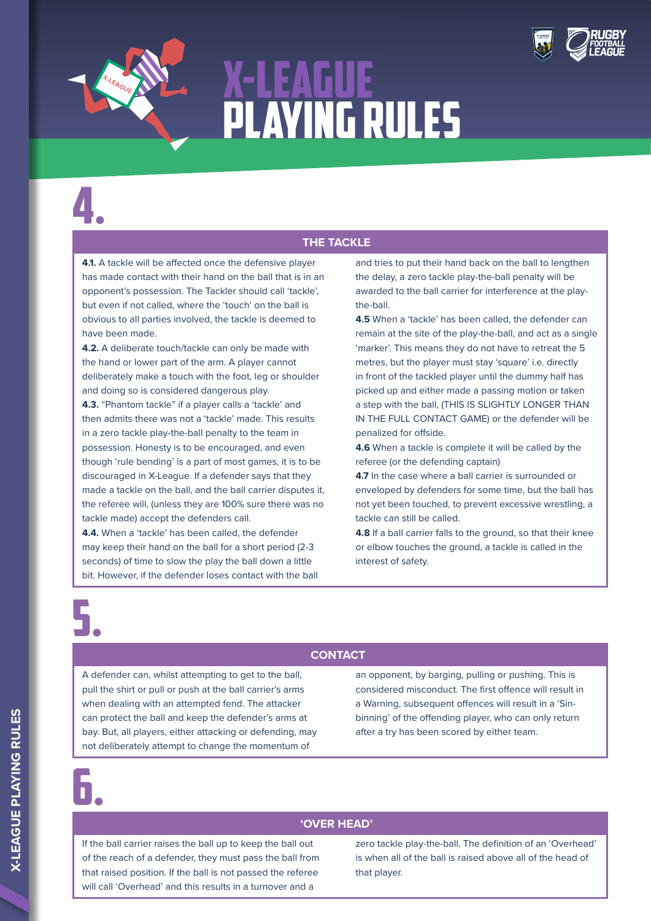# X-LEAGUE PLAYING RULES

## 4.

### THE TACKLE

**4.1.** A tackle will be affected once the defensive player has made contact with their hand on the ball that is in an opponent's possession. The Tackler should call 'tackle', but even if not called, where the 'touch' on the ball is obvious to all parties involved, the tackle is deemed to have been made.

**4.2.** A deliberate touch/tackle can only be made with the hand or lower part of the arm. A player cannot deliberately make a touch with the foot, leg or shoulder and doing so is considered dangerous play.

**4.3.** "Phantom tackle" if a player calls a 'tackle' and then admits there was not a 'tackle' made. This results in a zero tackle play-the-ball penalty to the team in possession. Honesty is to be encouraged, and even though 'rule bending' is a part of most games, it is to be discouraged in X-League. If a defender says that they made a tackle on the ball, and the ball carrier disputes it, the referee will, (unless they are 100% sure there was no tackle made) accept the defenders call.

**4.4.** When a 'tackle' has been called, the defender may keep their hand on the ball for a short period (2-3 seconds) of time to slow the play the ball down a little bit. However, if the defender loses contact with the ball and tries to put their hand back on the ball to lengthen the delay, a zero tackle play-the-ball penalty will be awarded to the ball carrier for interference at the play-the-ball.

**4.5** When a 'tackle' has been called, the defender can remain at the site of the play-the-ball, and act as a single 'marker'. This means they do not have to retreat the 5 metres, but the player must stay 'square' i.e. directly in front of the tackled player until the dummy half has picked up and either made a passing motion or taken a step with the ball, (THIS IS SLIGHTLY LONGER THAN IN THE FULL CONTACT GAME) or the defender will be penalized for offside.

**4.6** When a tackle is complete it will be called by the referee (or the defending captain)

**4.7** In the case where a ball carrier is surrounded or enveloped by defenders for some time, but the ball has not yet been touched, to prevent excessive wrestling, a tackle can still be called.

**4.8** If a ball carrier falls to the ground, so that their knee or elbow touches the ground, a tackle is called in the interest of safety.

## 5.

### CONTACT

A defender can, whilst attempting to get to the ball, pull the shirt or pull or push at the ball carrier's arms when dealing with an attempted fend. The attacker can protect the ball and keep the defender's arms at bay. But, all players, either attacking or defending, may not deliberately attempt to change the momentum of an opponent, by barging, pulling or pushing. This is considered misconduct. The first offence will result in a Warning, subsequent offences will result in a 'Sin-binning' of the offending player, who can only return after a try has been scored by either team.

## 6.

### 'OVER HEAD'

If the ball carrier raises the ball up to keep the ball out of the reach of a defender, they must pass the ball from that raised position. If the ball is not passed the referee will call 'Overhead' and this results in a turnover and a zero tackle play-the-ball. The definition of an 'Overhead' is when all of the ball is raised above all of the head of that player.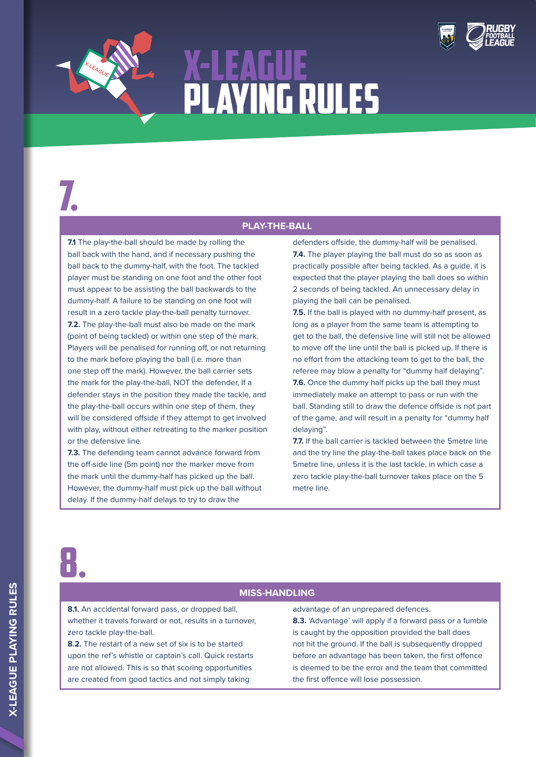# X-LEAGUE PLAYING RULES

# 7.

## PLAY-THE-BALL

**7.1** The play-the-ball should be made by rolling the ball back with the hand, and if necessary pushing the ball back to the dummy-half, with the foot. The tackled player must be standing on one foot and the other foot must appear to be assisting the ball backwards to the dummy-half. A failure to be standing on one foot will result in a zero tackle play-the-ball penalty turnover.

**7.2.** The play-the-ball must also be made on the mark (point of being tackled) or within one step of the mark. Players will be penalised for running off, or not returning to the mark before playing the ball (i.e. more than one step off the mark). However, the ball carrier sets the mark for the play-the-ball, NOT the defender, If a defender stays in the position they made the tackle, and the play-the-ball occurs within one step of them, they will be considered offside if they attempt to get involved with play, without either retreating to the marker position or the defensive line.

**7.3.** The defending team cannot advance forward from the off-side line (5m point) nor the marker move from the mark until the dummy-half has picked up the ball. However, the dummy-half must pick up the ball without delay. If the dummy-half delays to try to draw the defenders offside, the dummy-half will be penalised.

**7.4.** The player playing the ball must do so as soon as practically possible after being tackled. As a guide, it is expected that the player playing the ball does so within 2 seconds of being tackled. An unnecessary delay in playing the ball can be penalised.

**7.5.** If the ball is played with no dummy-half present, as long as a player from the same team is attempting to get to the ball, the defensive line will still not be allowed to move off the line until the ball is picked up. If there is no effort from the attacking team to get to the ball, the referee may blow a penalty for "dummy half delaying".

**7.6.** Once the dummy half picks up the ball they must immediately make an attempt to pass or run with the ball. Standing still to draw the defence offside is not part of the game, and will result in a penalty for "dummy half delaying".

**7.7.** If the ball carrier is tackled between the 5metre line and the try line the play-the-ball takes place back on the 5metre line, unless it is the last tackle, in which case a zero tackle play-the-ball turnover takes place on the 5 metre line.

# 8.

## MISS-HANDLING

**8.1.** An accidental forward pass, or dropped ball, whether it travels forward or not, results in a turnover, zero tackle play-the-ball.

**8.2.** The restart of a new set of six is to be started upon the ref's whistle or captain's call. Quick restarts are not allowed. This is so that scoring opportunities are created from good tactics and not simply taking advantage of an unprepared defences.

**8.3.** 'Advantage' will apply if a forward pass or a fumble is caught by the opposition provided the ball does not hit the ground. If the ball is subsequently dropped before an advantage has been taken, the first offence is deemed to be the error and the team that committed the first offence will lose possession.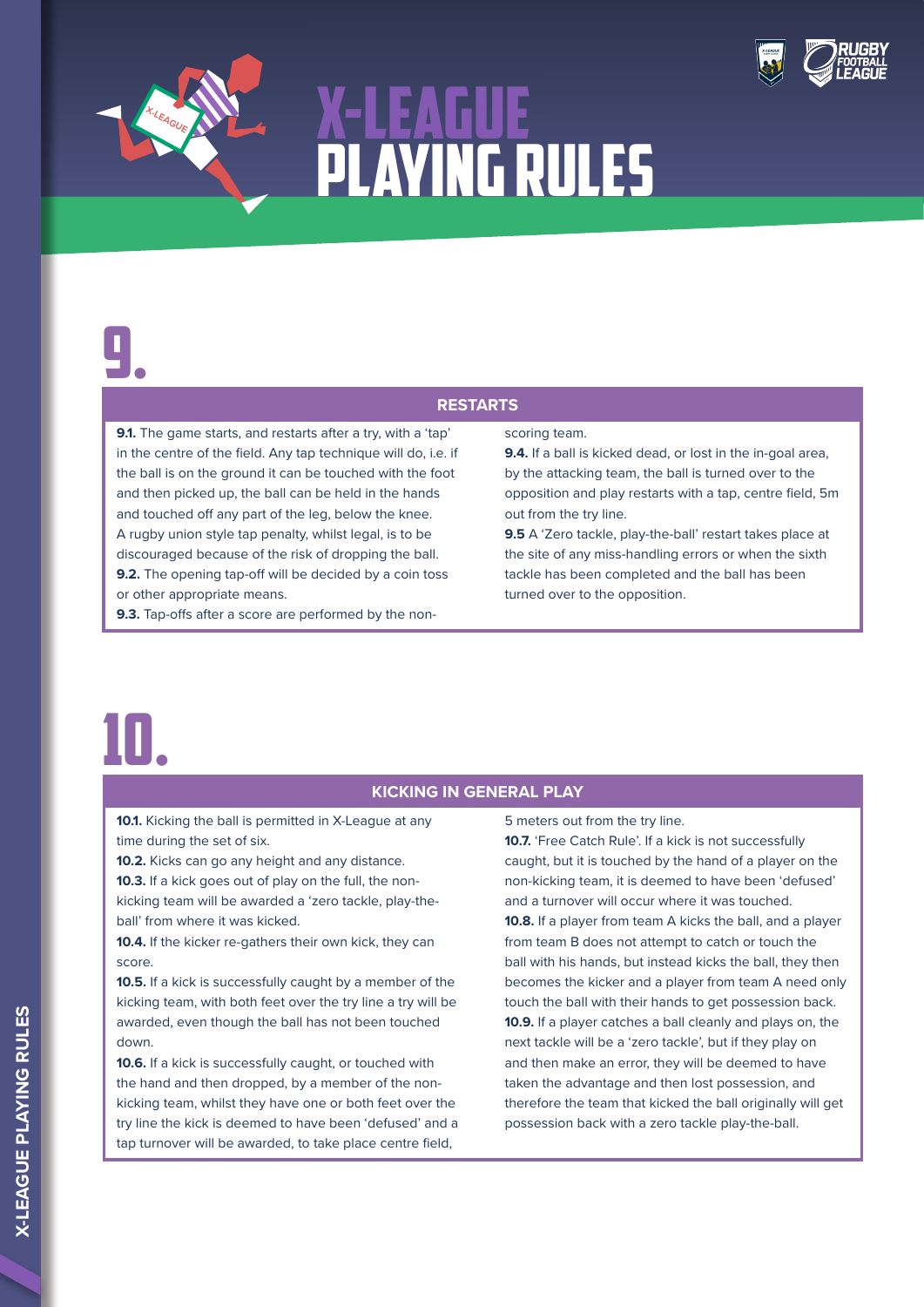# X-LEAGUE PLAYING RULES

# 9.

## RESTARTS

**9.1.** The game starts, and restarts after a try, with a 'tap' in the centre of the field. Any tap technique will do, i.e. if the ball is on the ground it can be touched with the foot and then picked up, the ball can be held in the hands and touched off any part of the leg, below the knee. A rugby union style tap penalty, whilst legal, is to be discouraged because of the risk of dropping the ball.

**9.2.** The opening tap-off will be decided by a coin toss or other appropriate means.

**9.3.** Tap-offs after a score are performed by the non-scoring team.

**9.4.** If a ball is kicked dead, or lost in the in-goal area, by the attacking team, the ball is turned over to the opposition and play restarts with a tap, centre field, 5m out from the try line.

**9.5** A 'Zero tackle, play-the-ball' restart takes place at the site of any miss-handling errors or when the sixth tackle has been completed and the ball has been turned over to the opposition.

# 10.

## KICKING IN GENERAL PLAY

**10.1.** Kicking the ball is permitted in X-League at any time during the set of six.

**10.2.** Kicks can go any height and any distance.

**10.3.** If a kick goes out of play on the full, the non-kicking team will be awarded a 'zero tackle, play-the-ball' from where it was kicked.

**10.4.** If the kicker re-gathers their own kick, they can score.

**10.5.** If a kick is successfully caught by a member of the kicking team, with both feet over the try line a try will be awarded, even though the ball has not been touched down.

**10.6.** If a kick is successfully caught, or touched with the hand and then dropped, by a member of the non-kicking team, whilst they have one or both feet over the try line the kick is deemed to have been 'defused' and a tap turnover will be awarded, to take place centre field, 5 meters out from the try line.

**10.7.** 'Free Catch Rule'. If a kick is not successfully caught, but it is touched by the hand of a player on the non-kicking team, it is deemed to have been 'defused' and a turnover will occur where it was touched.

**10.8.** If a player from team A kicks the ball, and a player from team B does not attempt to catch or touch the ball with his hands, but instead kicks the ball, they then becomes the kicker and a player from team A need only touch the ball with their hands to get possession back.

**10.9.** If a player catches a ball cleanly and plays on, the next tackle will be a 'zero tackle', but if they play on and then make an error, they will be deemed to have taken the advantage and then lost possession, and therefore the team that kicked the ball originally will get possession back with a zero tackle play-the-ball.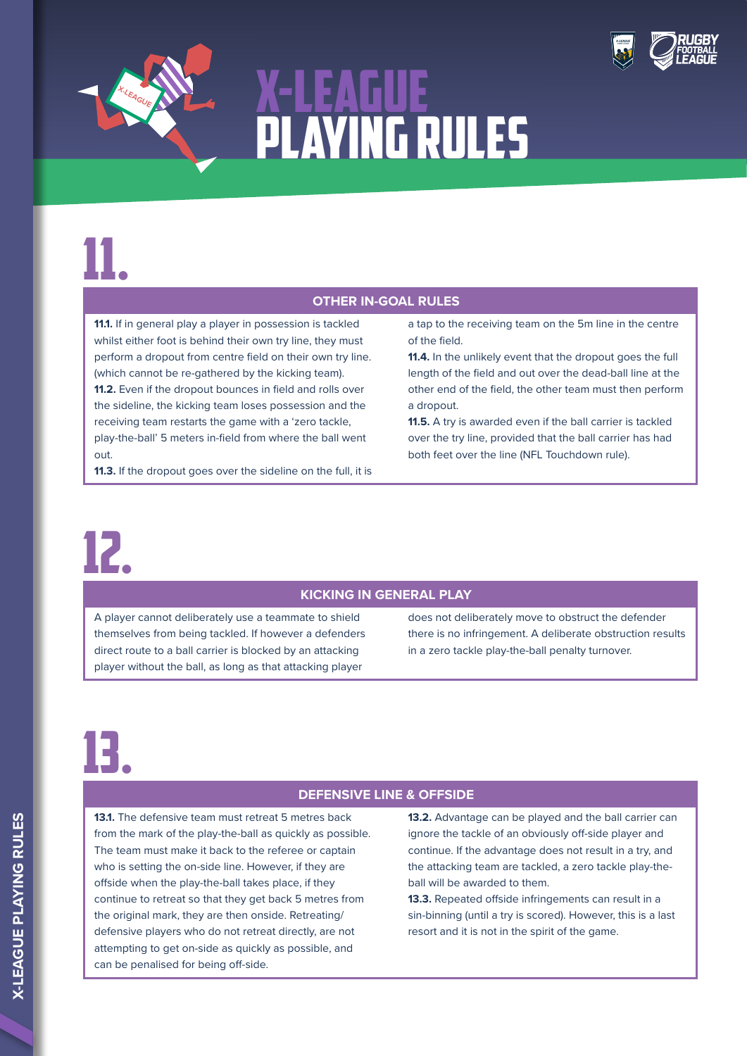# X-LEAGUE PLAYING RULES

## 11.

### OTHER IN-GOAL RULES

**11.1.** If in general play a player in possession is tackled whilst either foot is behind their own try line, they must perform a dropout from centre field on their own try line. (which cannot be re-gathered by the kicking team).

**11.2.** Even if the dropout bounces in field and rolls over the sideline, the kicking team loses possession and the receiving team restarts the game with a 'zero tackle, play-the-ball' 5 meters in-field from where the ball went out.

**11.3.** If the dropout goes over the sideline on the full, it is a tap to the receiving team on the 5m line in the centre of the field.

**11.4.** In the unlikely event that the dropout goes the full length of the field and out over the dead-ball line at the other end of the field, the other team must then perform a dropout.

**11.5.** A try is awarded even if the ball carrier is tackled over the try line, provided that the ball carrier has had both feet over the line (NFL Touchdown rule).

## 12.

### KICKING IN GENERAL PLAY

A player cannot deliberately use a teammate to shield themselves from being tackled. If however a defenders direct route to a ball carrier is blocked by an attacking player without the ball, as long as that attacking player does not deliberately move to obstruct the defender there is no infringement. A deliberate obstruction results in a zero tackle play-the-ball penalty turnover.

## 13.

### DEFENSIVE LINE & OFFSIDE

**13.1.** The defensive team must retreat 5 metres back from the mark of the play-the-ball as quickly as possible. The team must make it back to the referee or captain who is setting the on-side line. However, if they are offside when the play-the-ball takes place, if they continue to retreat so that they get back 5 metres from the original mark, they are then onside. Retreating/defensive players who do not retreat directly, are not attempting to get on-side as quickly as possible, and can be penalised for being off-side.

**13.2.** Advantage can be played and the ball carrier can ignore the tackle of an obviously off-side player and continue. If the advantage does not result in a try, and the attacking team are tackled, a zero tackle play-the-ball will be awarded to them.

**13.3.** Repeated offside infringements can result in a sin-binning (until a try is scored). However, this is a last resort and it is not in the spirit of the game.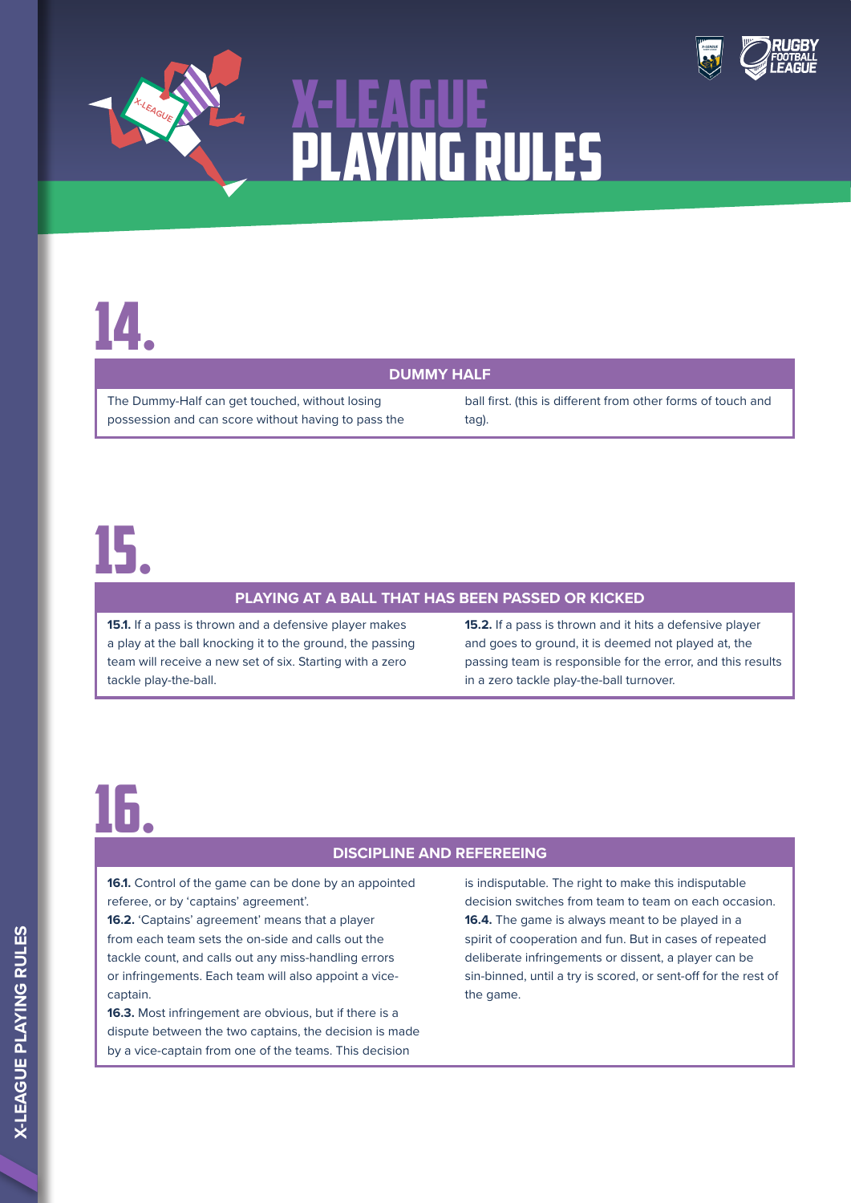# X-LEAGUE PLAYING RULES

## 14.

### DUMMY HALF

The Dummy-Half can get touched, without losing possession and can score without having to pass the ball first. (this is different from other forms of touch and tag).

## 15.

### PLAYING AT A BALL THAT HAS BEEN PASSED OR KICKED

**15.1.** If a pass is thrown and a defensive player makes a play at the ball knocking it to the ground, the passing team will receive a new set of six. Starting with a zero tackle play-the-ball.

**15.2.** If a pass is thrown and it hits a defensive player and goes to ground, it is deemed not played at, the passing team is responsible for the error, and this results in a zero tackle play-the-ball turnover.

## 16.

### DISCIPLINE AND REFEREEING

**16.1.** Control of the game can be done by an appointed referee, or by 'captains' agreement'.

**16.2.** 'Captains' agreement' means that a player from each team sets the on-side and calls out the tackle count, and calls out any miss-handling errors or infringements. Each team will also appoint a vice-captain.

**16.3.** Most infringement are obvious, but if there is a dispute between the two captains, the decision is made by a vice-captain from one of the teams. This decision is indisputable. The right to make this indisputable decision switches from team to team on each occasion.

**16.4.** The game is always meant to be played in a spirit of cooperation and fun. But in cases of repeated deliberate infringements or dissent, a player can be sin-binned, until a try is scored, or sent-off for the rest of the game.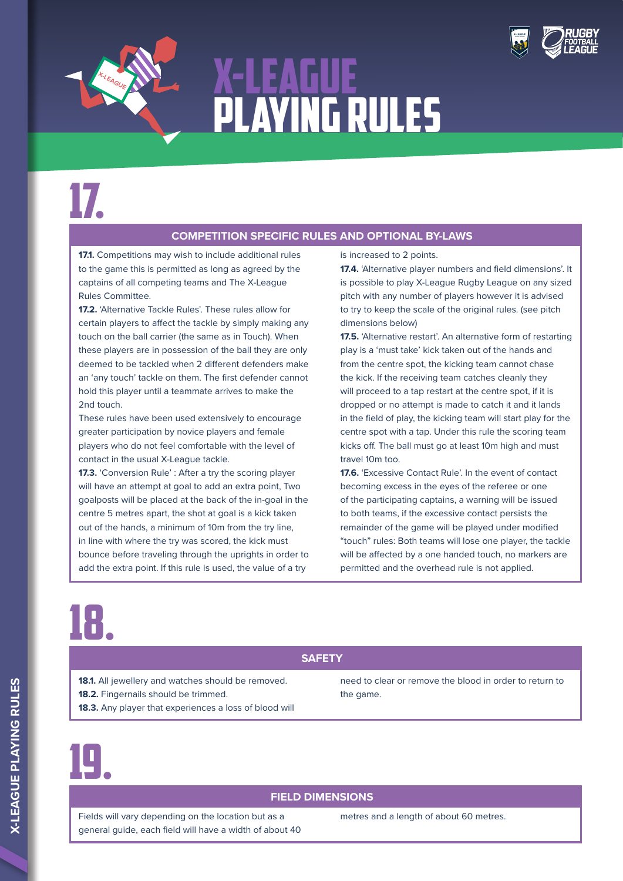# X-LEAGUE PLAYING RULES

# 17.

## COMPETITION SPECIFIC RULES AND OPTIONAL BY-LAWS

**17.1.** Competitions may wish to include additional rules to the game this is permitted as long as agreed by the captains of all competing teams and The X-League Rules Committee.

**17.2.** 'Alternative Tackle Rules'. These rules allow for certain players to affect the tackle by simply making any touch on the ball carrier (the same as in Touch). When these players are in possession of the ball they are only deemed to be tackled when 2 different defenders make an 'any touch' tackle on them. The first defender cannot hold this player until a teammate arrives to make the 2nd touch.

These rules have been used extensively to encourage greater participation by novice players and female players who do not feel comfortable with the level of contact in the usual X-League tackle.

**17.3.** 'Conversion Rule' : After a try the scoring player will have an attempt at goal to add an extra point, Two goalposts will be placed at the back of the in-goal in the centre 5 metres apart, the shot at goal is a kick taken out of the hands, a minimum of 10m from the try line, in line with where the try was scored, the kick must bounce before traveling through the uprights in order to add the extra point. If this rule is used, the value of a try is increased to 2 points.

**17.4.** 'Alternative player numbers and field dimensions'. It is possible to play X-League Rugby League on any sized pitch with any number of players however it is advised to try to keep the scale of the original rules. (see pitch dimensions below)

**17.5.** 'Alternative restart'. An alternative form of restarting play is a 'must take' kick taken out of the hands and from the centre spot, the kicking team cannot chase the kick. If the receiving team catches cleanly they will proceed to a tap restart at the centre spot, if it is dropped or no attempt is made to catch it and it lands in the field of play, the kicking team will start play for the centre spot with a tap. Under this rule the scoring team kicks off. The ball must go at least 10m high and must travel 10m too.

**17.6.** 'Excessive Contact Rule'. In the event of contact becoming excess in the eyes of the referee or one of the participating captains, a warning will be issued to both teams, if the excessive contact persists the remainder of the game will be played under modified "touch" rules: Both teams will lose one player, the tackle will be affected by a one handed touch, no markers are permitted and the overhead rule is not applied.

# 18.

## SAFETY

**18.1.** All jewellery and watches should be removed.

**18.2.** Fingernails should be trimmed.

**18.3.** Any player that experiences a loss of blood will need to clear or remove the blood in order to return to the game.

# 19.

## FIELD DIMENSIONS

Fields will vary depending on the location but as a general guide, each field will have a width of about 40 metres and a length of about 60 metres.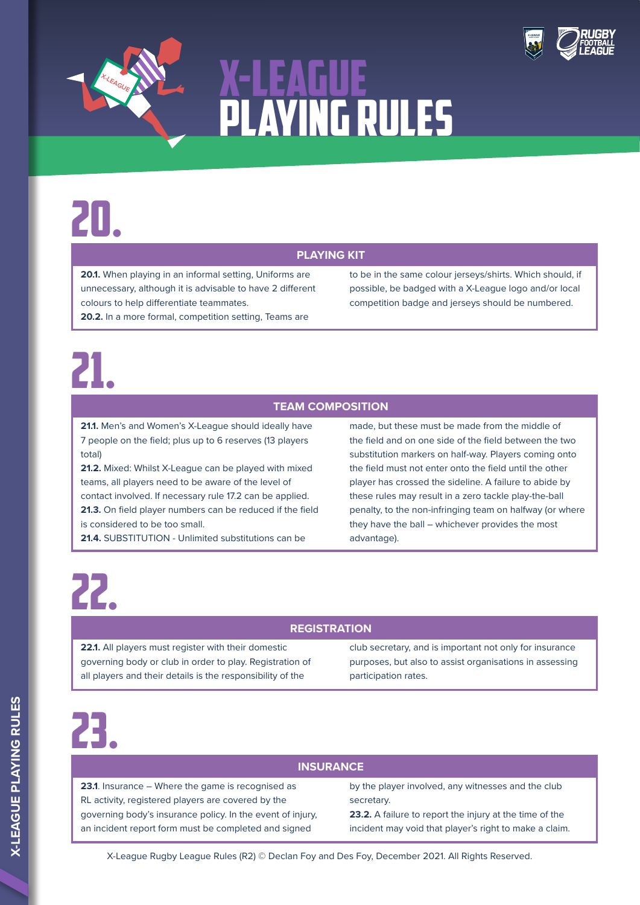# X-LEAGUE PLAYING RULES

# 20.

## PLAYING KIT

**20.1.** When playing in an informal setting, Uniforms are unnecessary, although it is advisable to have 2 different colours to help differentiate teammates.

**20.2.** In a more formal, competition setting, Teams are to be in the same colour jerseys/shirts. Which should, if possible, be badged with a X-League logo and/or local competition badge and jerseys should be numbered.

# 21.

## TEAM COMPOSITION

**21.1.** Men's and Women's X-League should ideally have 7 people on the field; plus up to 6 reserves (13 players total)

**21.2.** Mixed: Whilst X-League can be played with mixed teams, all players need to be aware of the level of contact involved. If necessary rule 17.2 can be applied.

**21.3.** On field player numbers can be reduced if the field is considered to be too small.

**21.4.** SUBSTITUTION - Unlimited substitutions can be made, but these must be made from the middle of the field and on one side of the field between the two substitution markers on half-way. Players coming onto the field must not enter onto the field until the other player has crossed the sideline. A failure to abide by these rules may result in a zero tackle play-the-ball penalty, to the non-infringing team on halfway (or where they have the ball – whichever provides the most advantage).

# 22.

## REGISTRATION

**22.1.** All players must register with their domestic governing body or club in order to play. Registration of all players and their details is the responsibility of the club secretary, and is important not only for insurance purposes, but also to assist organisations in assessing participation rates.

# 23.

## INSURANCE

**23.1.** Insurance – Where the game is recognised as RL activity, registered players are covered by the governing body's insurance policy. In the event of injury, an incident report form must be completed and signed by the player involved, any witnesses and the club secretary.

**23.2.** A failure to report the injury at the time of the incident may void that player's right to make a claim.

X-League Rugby League Rules (R2) © Declan Foy and Des Foy, December 2021. All Rights Reserved.